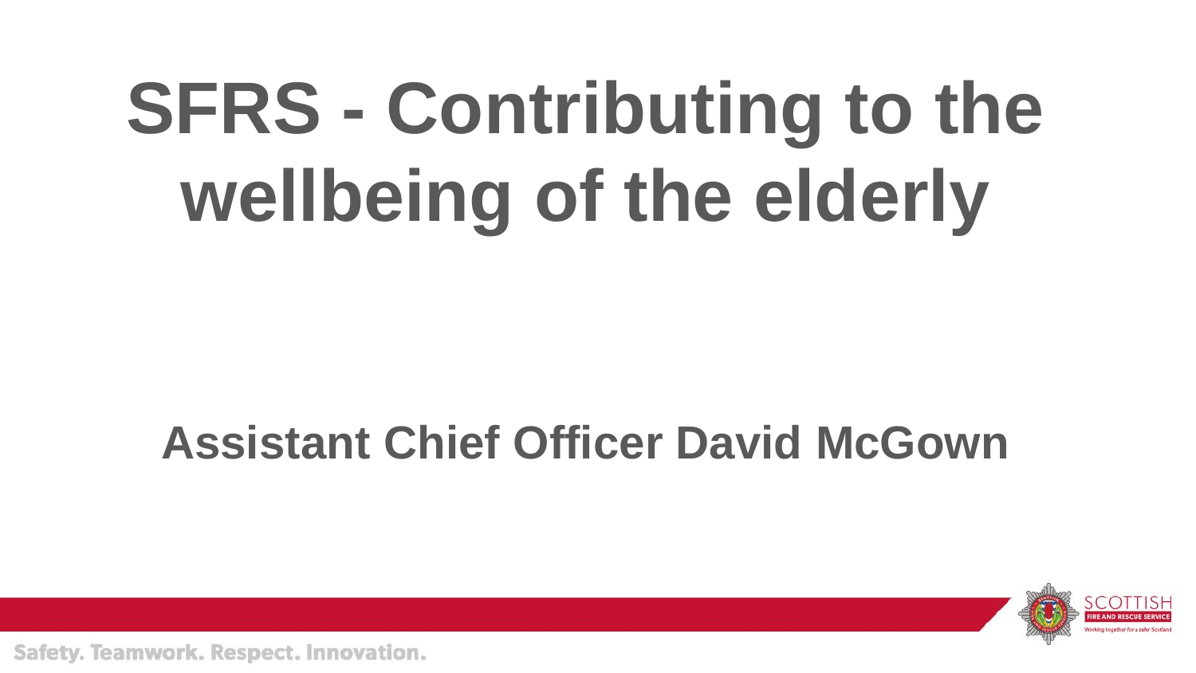# SFRS - Contributing to the wellbeing of the elderly

**Assistant Chief Officer David McGown**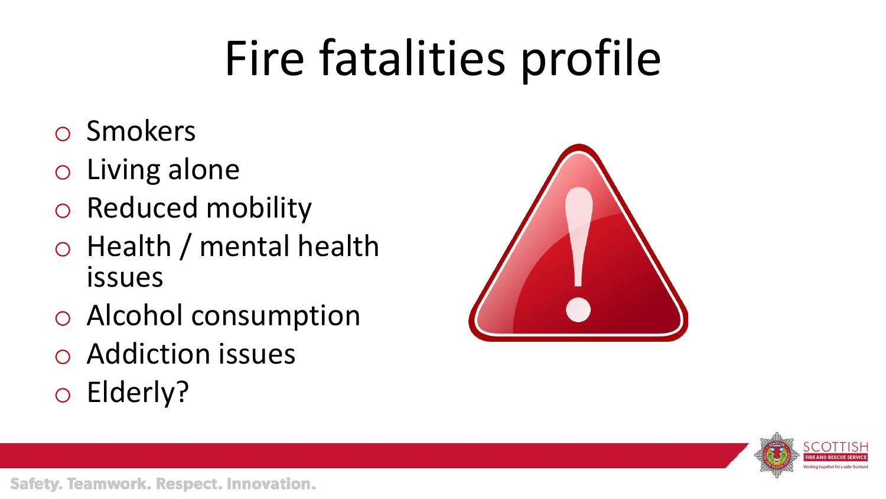# Fire fatalities profile

- Smokers
- Living alone
- Reduced mobility
- Health / mental health issues
- Alcohol consumption
- Addiction issues
- Elderly?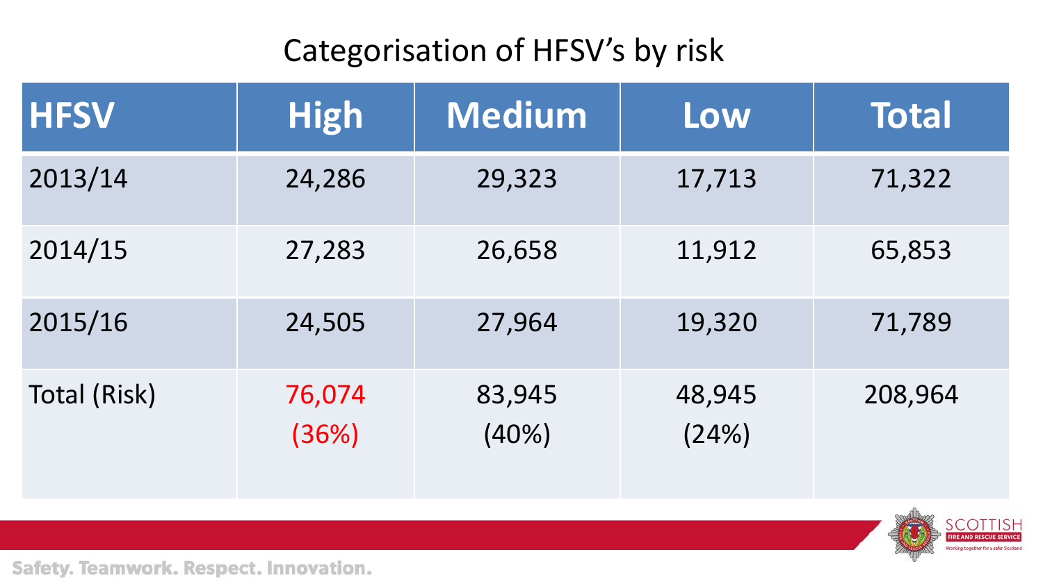# Categorisation of HFSV's by risk

| HFSV | High | Medium | Low | Total |
|---|---|---|---|---|
| 2013/14 | 24,286 | 29,323 | 17,713 | 71,322 |
| 2014/15 | 27,283 | 26,658 | 11,912 | 65,853 |
| 2015/16 | 24,505 | 27,964 | 19,320 | 71,789 |
| Total (Risk) | 76,074 (36%) | 83,945 (40%) | 48,945 (24%) | 208,964 |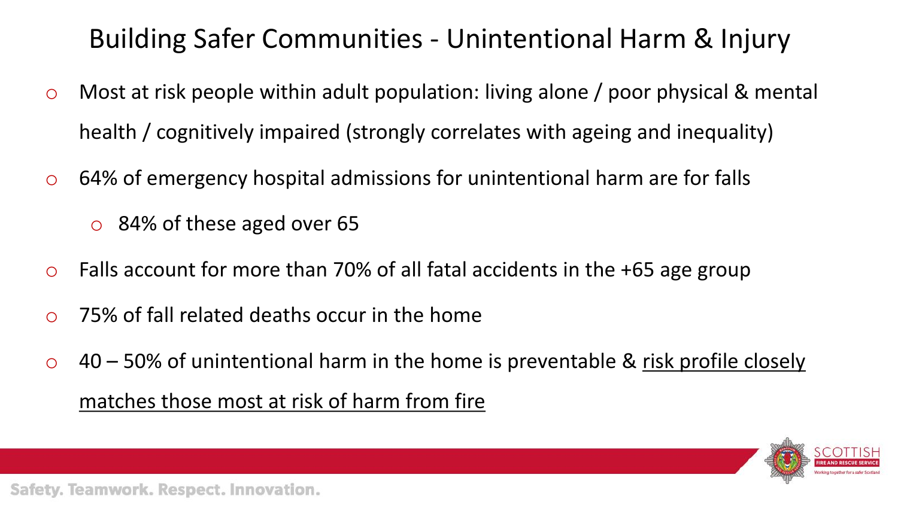# Building Safer Communities - Unintentional Harm & Injury

- Most at risk people within adult population: living alone / poor physical & mental health / cognitively impaired (strongly correlates with ageing and inequality)
- 64% of emergency hospital admissions for unintentional harm are for falls
  - 84% of these aged over 65
- Falls account for more than 70% of all fatal accidents in the +65 age group
- 75% of fall related deaths occur in the home
- 40 – 50% of unintentional harm in the home is preventable & <u>risk profile closely matches those most at risk of harm from fire</u>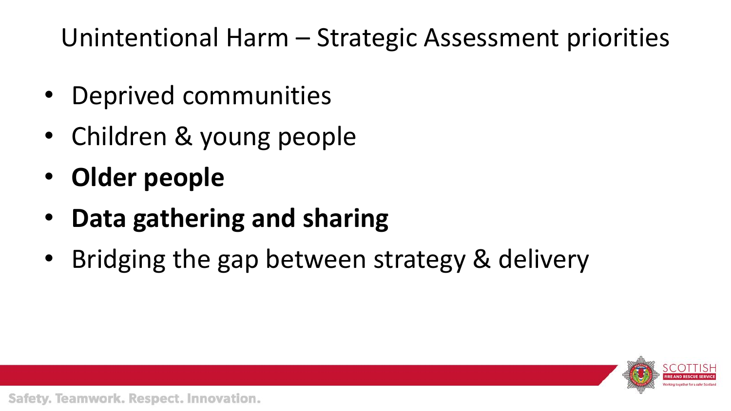# Unintentional Harm – Strategic Assessment priorities

- Deprived communities
- Children & young people
- **Older people**
- **Data gathering and sharing**
- Bridging the gap between strategy & delivery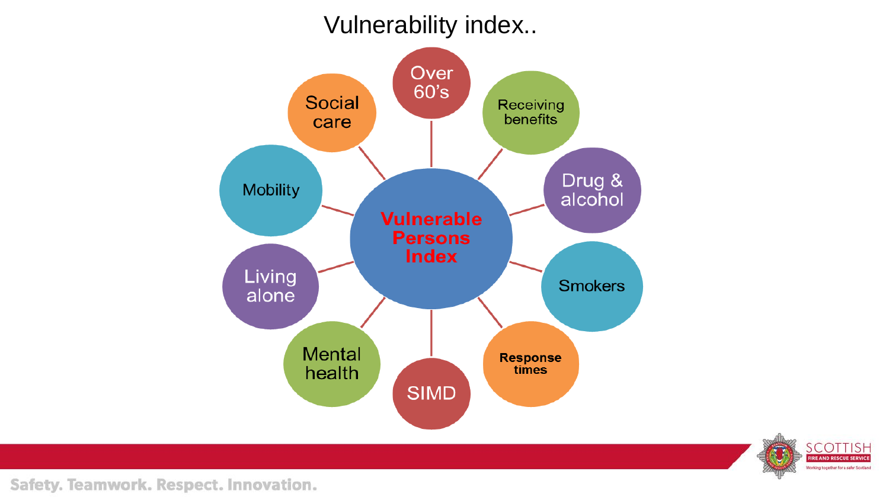# Vulnerability index..

**Vulnerable Persons Index**

- Over 60's
- Receiving benefits
- Drug & alcohol
- Smokers
- Response times
- SIMD
- Mental health
- Living alone
- Mobility
- Social care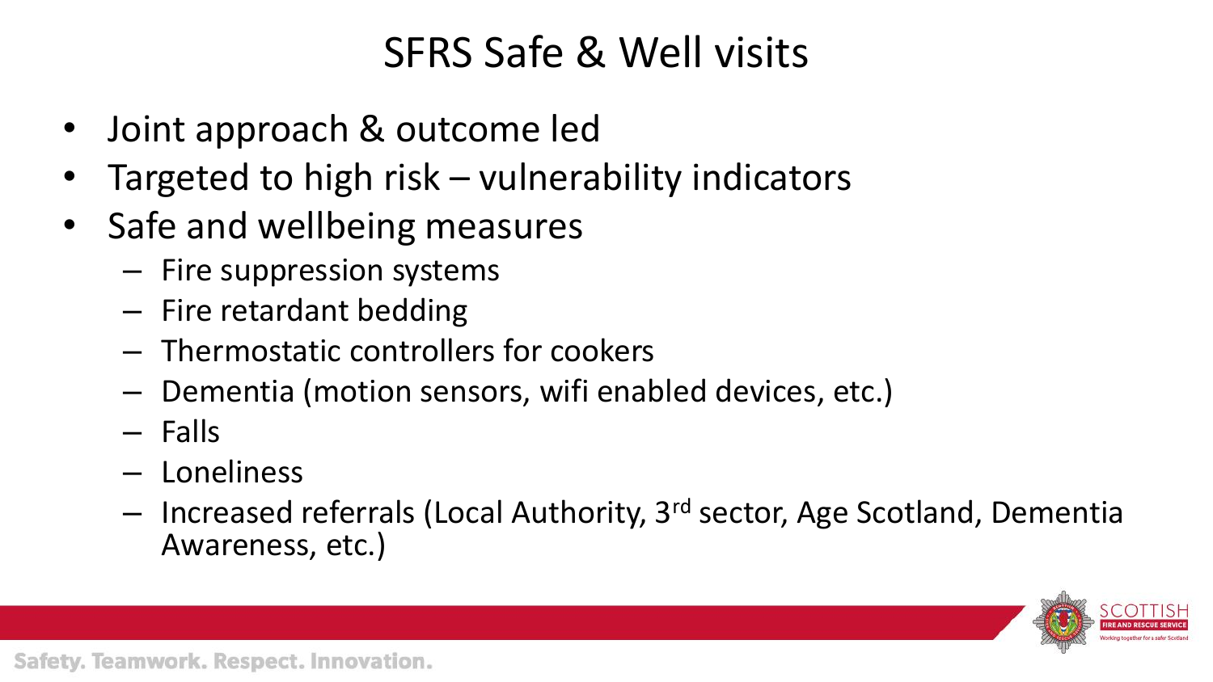# SFRS Safe & Well visits

- Joint approach & outcome led
- Targeted to high risk – vulnerability indicators
- Safe and wellbeing measures
  - Fire suppression systems
  - Fire retardant bedding
  - Thermostatic controllers for cookers
  - Dementia (motion sensors, wifi enabled devices, etc.)
  - Falls
  - Loneliness
  - Increased referrals (Local Authority, 3rd sector, Age Scotland, Dementia Awareness, etc.)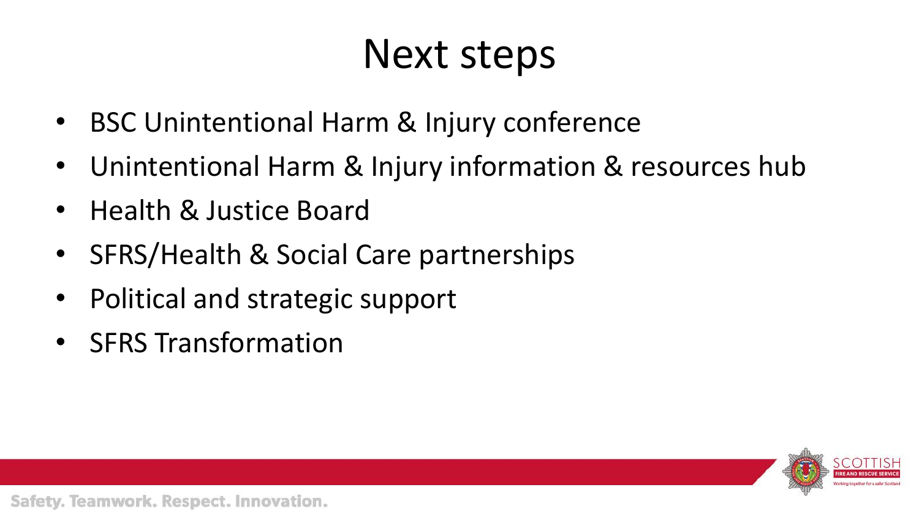# Next steps

- BSC Unintentional Harm & Injury conference
- Unintentional Harm & Injury information & resources hub
- Health & Justice Board
- SFRS/Health & Social Care partnerships
- Political and strategic support
- SFRS Transformation